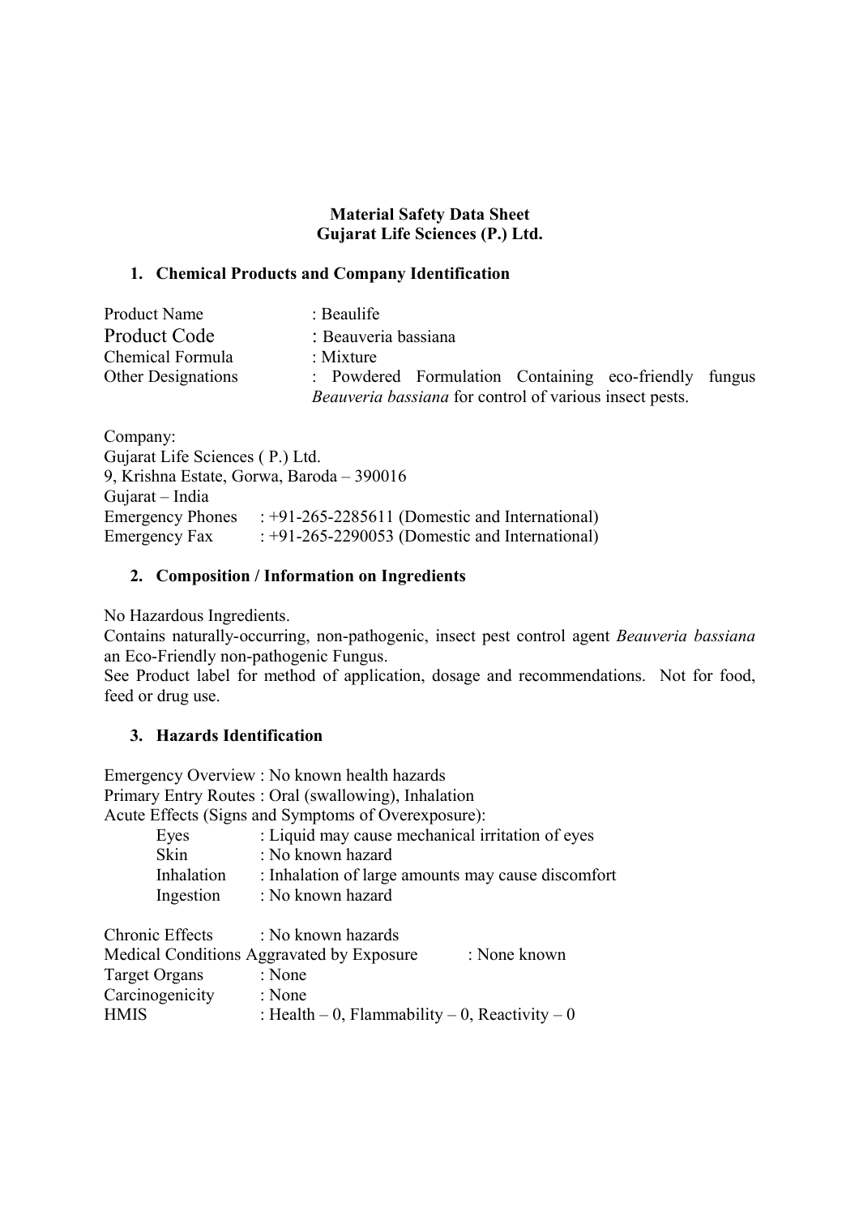**Material Safety Data Sheet**
**Gujarat Life Sciences (P.) Ltd.**

## 1. Chemical Products and Company Identification

Product Name : Beaulife
Product Code : Beauveria bassiana
Chemical Formula : Mixture
Other Designations : Powdered Formulation Containing eco-friendly fungus *Beauveria bassiana* for control of various insect pests.

Company:
Gujarat Life Sciences ( P.) Ltd.
9, Krishna Estate, Gorwa, Baroda – 390016
Gujarat – India
Emergency Phones : +91-265-2285611 (Domestic and International)
Emergency Fax : +91-265-2290053 (Domestic and International)

## 2. Composition / Information on Ingredients

No Hazardous Ingredients.
Contains naturally-occurring, non-pathogenic, insect pest control agent *Beauveria bassiana* an Eco-Friendly non-pathogenic Fungus.
See Product label for method of application, dosage and recommendations. Not for food, feed or drug use.

## 3. Hazards Identification

Emergency Overview : No known health hazards
Primary Entry Routes : Oral (swallowing), Inhalation
Acute Effects (Signs and Symptoms of Overexposure):

- Eyes : Liquid may cause mechanical irritation of eyes
- Skin : No known hazard
- Inhalation : Inhalation of large amounts may cause discomfort
- Ingestion : No known hazard

Chronic Effects : No known hazards
Medical Conditions Aggravated by Exposure : None known
Target Organs : None
Carcinogenicity : None
HMIS : Health – 0, Flammability – 0, Reactivity – 0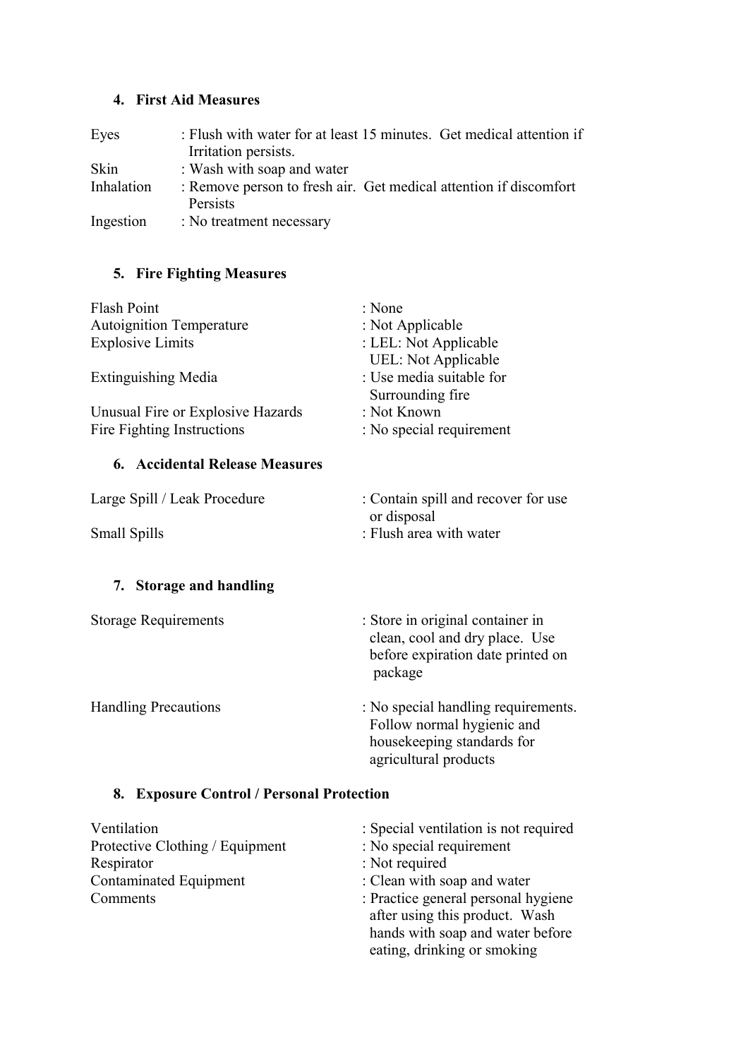## 4. First Aid Measures

| | |
|---|---|
| Eyes | : Flush with water for at least 15 minutes. Get medical attention if Irritation persists. |
| Skin | : Wash with soap and water |
| Inhalation | : Remove person to fresh air. Get medical attention if discomfort Persists |
| Ingestion | : No treatment necessary |

## 5. Fire Fighting Measures

| | |
|---|---|
| Flash Point | : None |
| Autoignition Temperature | : Not Applicable |
| Explosive Limits | : LEL: Not Applicable<br>UEL: Not Applicable |
| Extinguishing Media | : Use media suitable for Surrounding fire |
| Unusual Fire or Explosive Hazards | : Not Known |
| Fire Fighting Instructions | : No special requirement |

## 6. Accidental Release Measures

| | |
|---|---|
| Large Spill / Leak Procedure | : Contain spill and recover for use or disposal |
| Small Spills | : Flush area with water |

## 7. Storage and handling

| | |
|---|---|
| Storage Requirements | : Store in original container in clean, cool and dry place. Use before expiration date printed on package |
| Handling Precautions | : No special handling requirements. Follow normal hygienic and housekeeping standards for agricultural products |

## 8. Exposure Control / Personal Protection

| | |
|---|---|
| Ventilation | : Special ventilation is not required |
| Protective Clothing / Equipment | : No special requirement |
| Respirator | : Not required |
| Contaminated Equipment | : Clean with soap and water |
| Comments | : Practice general personal hygiene after using this product. Wash hands with soap and water before eating, drinking or smoking |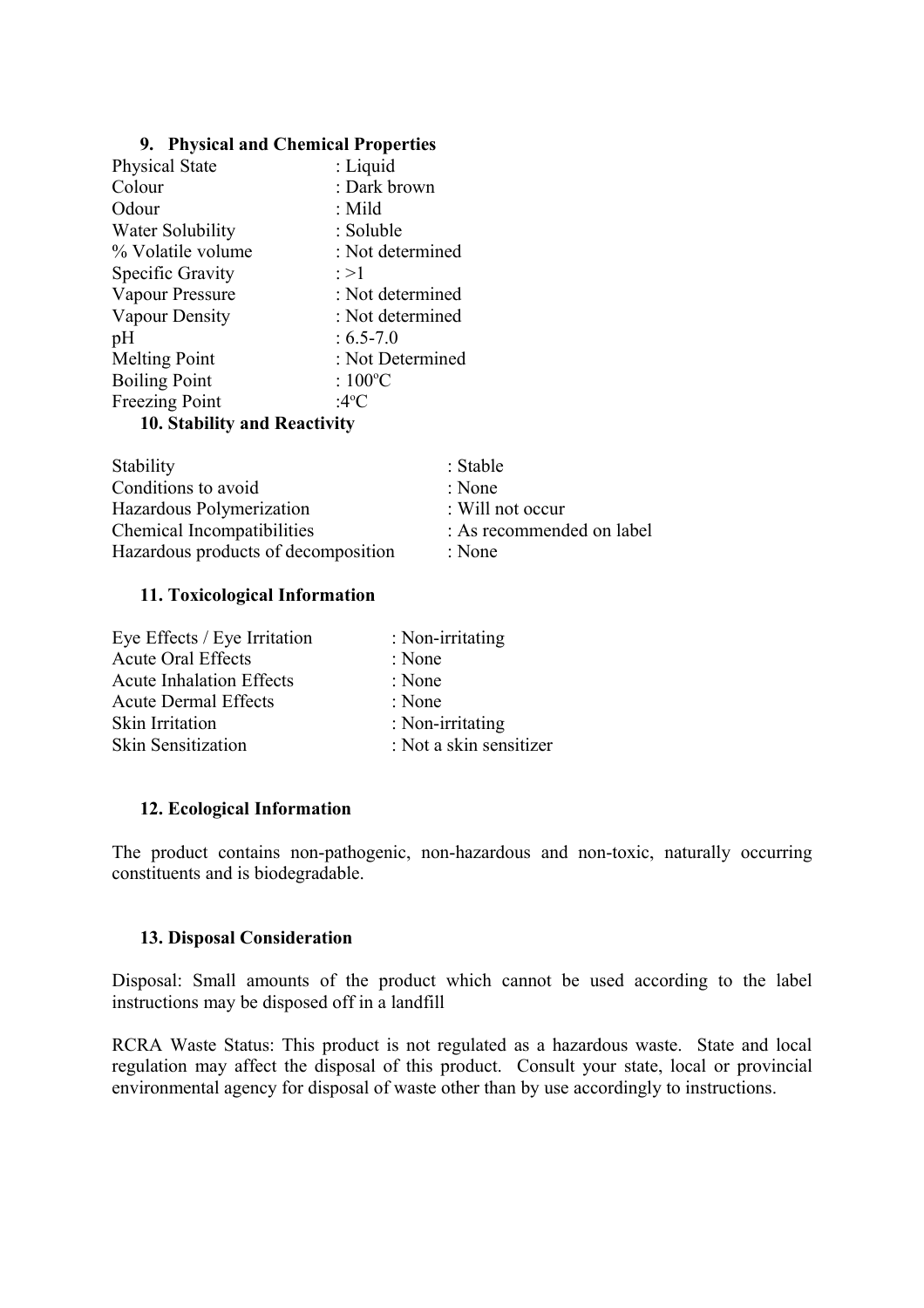## 9. Physical and Chemical Properties

| | |
|---|---|
| Physical State | : Liquid |
| Colour | : Dark brown |
| Odour | : Mild |
| Water Solubility | : Soluble |
| % Volatile volume | : Not determined |
| Specific Gravity | : >1 |
| Vapour Pressure | : Not determined |
| Vapour Density | : Not determined |
| pH | : 6.5-7.0 |
| Melting Point | : Not Determined |
| Boiling Point | : 100ºC |
| Freezing Point | :4ºC |

## 10. Stability and Reactivity

| | |
|---|---|
| Stability | : Stable |
| Conditions to avoid | : None |
| Hazardous Polymerization | : Will not occur |
| Chemical Incompatibilities | : As recommended on label |
| Hazardous products of decomposition | : None |

## 11. Toxicological Information

| | |
|---|---|
| Eye Effects / Eye Irritation | : Non-irritating |
| Acute Oral Effects | : None |
| Acute Inhalation Effects | : None |
| Acute Dermal Effects | : None |
| Skin Irritation | : Non-irritating |
| Skin Sensitization | : Not a skin sensitizer |

## 12. Ecological Information

The product contains non-pathogenic, non-hazardous and non-toxic, naturally occurring constituents and is biodegradable.

## 13. Disposal Consideration

Disposal: Small amounts of the product which cannot be used according to the label instructions may be disposed off in a landfill

RCRA Waste Status: This product is not regulated as a hazardous waste. State and local regulation may affect the disposal of this product. Consult your state, local or provincial environmental agency for disposal of waste other than by use accordingly to instructions.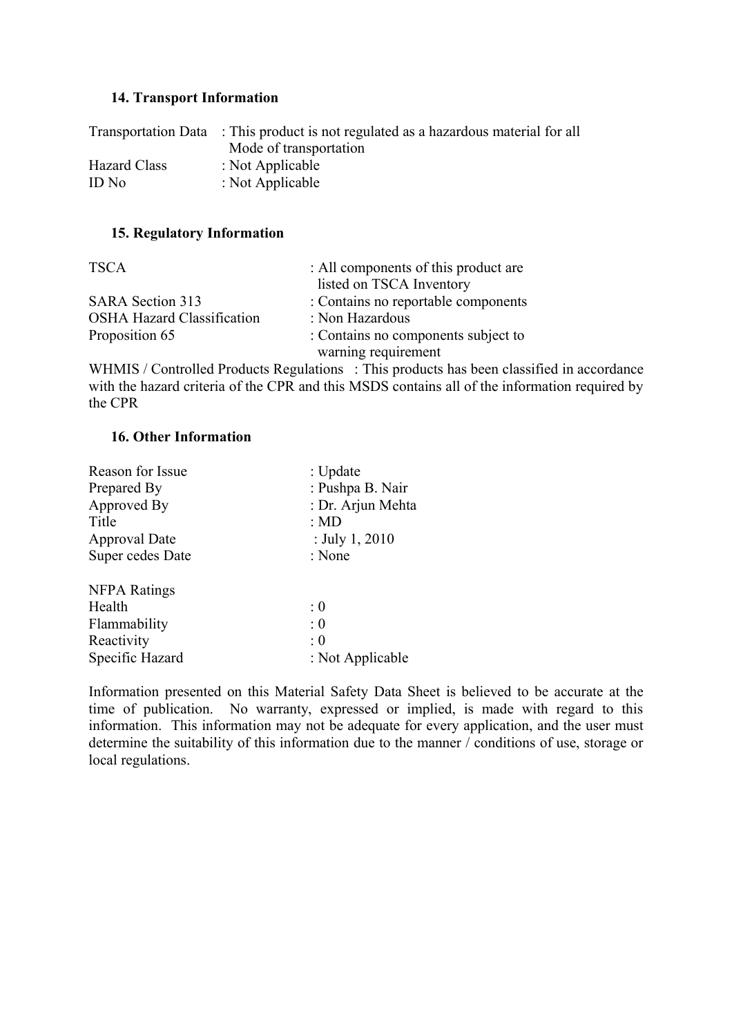### 14. Transport Information

| | |
|---|---|
| Transportation Data | : This product is not regulated as a hazardous material for all Mode of transportation |
| Hazard Class | : Not Applicable |
| ID No | : Not Applicable |

### 15. Regulatory Information

| | |
|---|---|
| TSCA | : All components of this product are listed on TSCA Inventory |
| SARA Section 313 | : Contains no reportable components |
| OSHA Hazard Classification | : Non Hazardous |
| Proposition 65 | : Contains no components subject to warning requirement |

WHMIS / Controlled Products Regulations : This products has been classified in accordance with the hazard criteria of the CPR and this MSDS contains all of the information required by the CPR

### 16. Other Information

| | |
|---|---|
| Reason for Issue | : Update |
| Prepared By | : Pushpa B. Nair |
| Approved By | : Dr. Arjun Mehta |
| Title | : MD |
| Approval Date | : July 1, 2010 |
| Super cedes Date | : None |

| NFPA Ratings | |
|---|---|
| Health | : 0 |
| Flammability | : 0 |
| Reactivity | : 0 |
| Specific Hazard | : Not Applicable |

Information presented on this Material Safety Data Sheet is believed to be accurate at the time of publication. No warranty, expressed or implied, is made with regard to this information. This information may not be adequate for every application, and the user must determine the suitability of this information due to the manner / conditions of use, storage or local regulations.